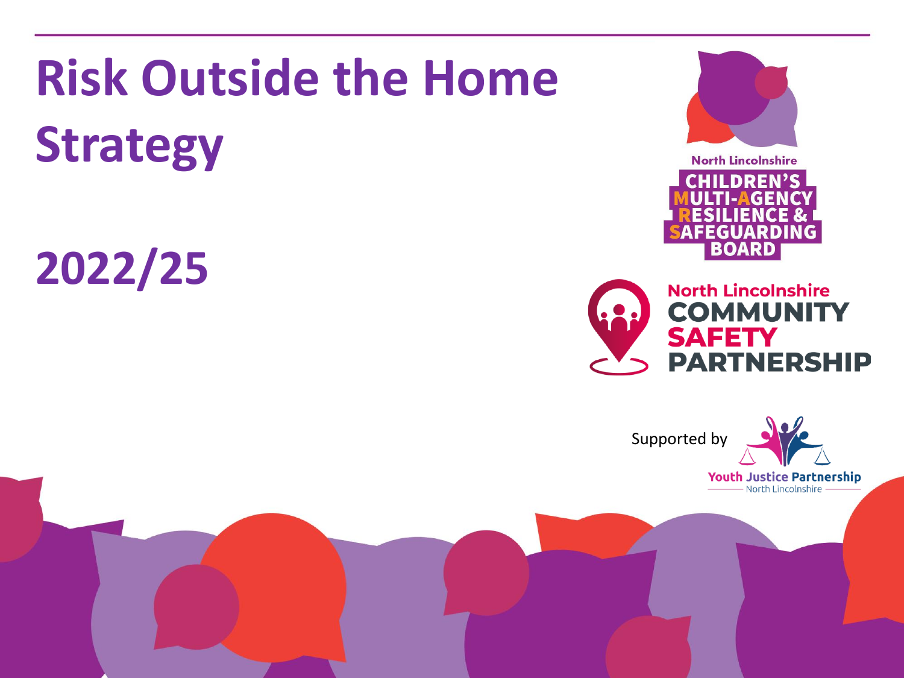# Risk Outside the Home Strategy

# 2022/25

North Lincolnshire
CHILDREN'S MULTI-AGENCY RESILIENCE & SAFEGUARDING BOARD

North Lincolnshire
COMMUNITY SAFETY PARTNERSHIP

Supported by
Youth Justice Partnership
North Lincolnshire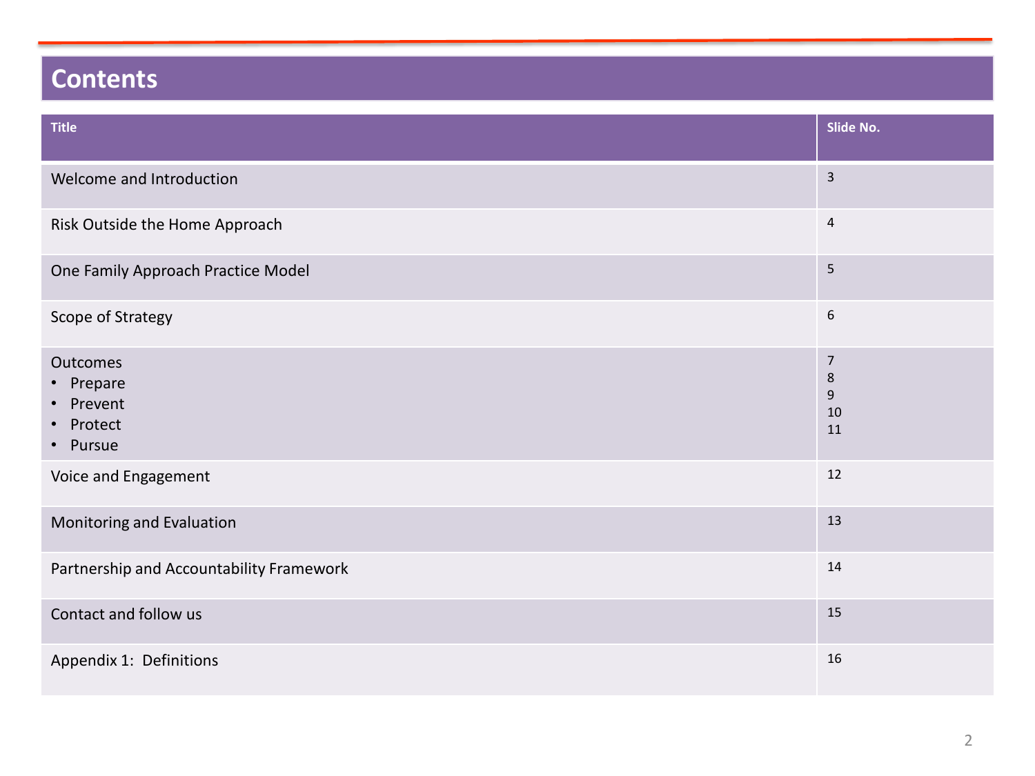# Contents

| Title | Slide No. |
| --- | --- |
| Welcome and Introduction | 3 |
| Risk Outside the Home Approach | 4 |
| One Family Approach Practice Model | 5 |
| Scope of Strategy | 6 |
| Outcomes | 7 |
| • Prepare | 8 |
| • Prevent | 9 |
| • Protect | 10 |
| • Pursue | 11 |
| Voice and Engagement | 12 |
| Monitoring and Evaluation | 13 |
| Partnership and Accountability Framework | 14 |
| Contact and follow us | 15 |
| Appendix 1: Definitions | 16 |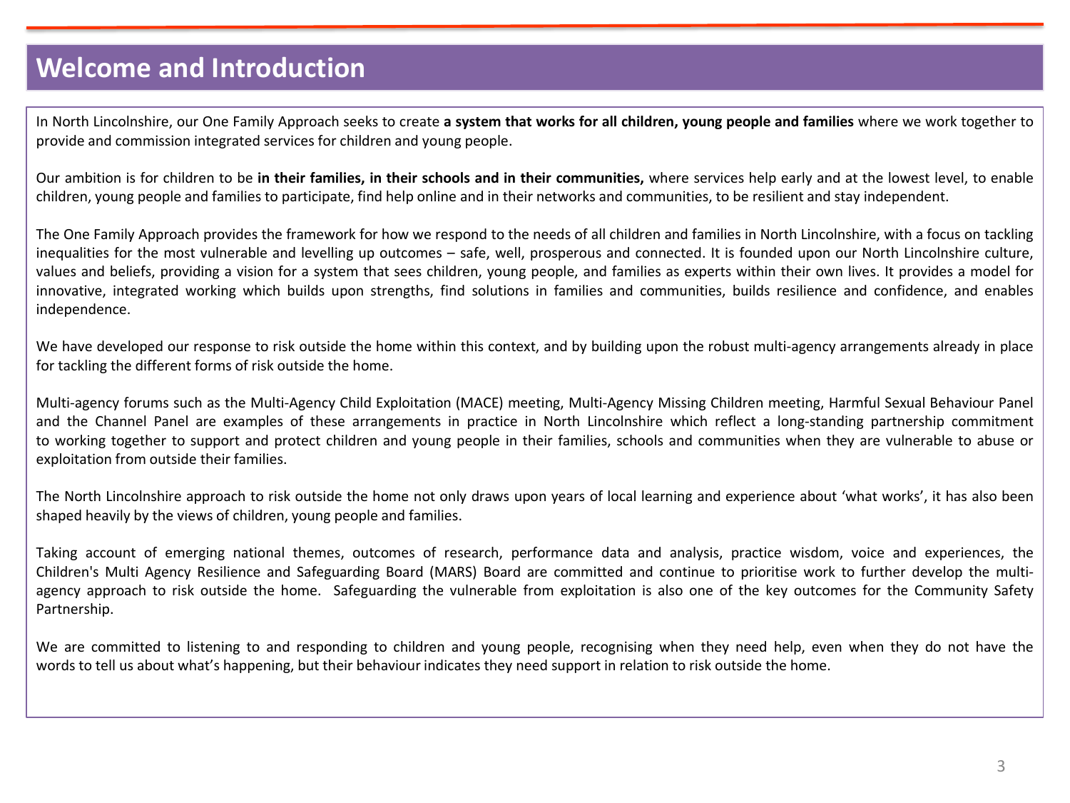# Welcome and Introduction

In North Lincolnshire, our One Family Approach seeks to create **a system that works for all children, young people and families** where we work together to provide and commission integrated services for children and young people.

Our ambition is for children to be **in their families, in their schools and in their communities,** where services help early and at the lowest level, to enable children, young people and families to participate, find help online and in their networks and communities, to be resilient and stay independent.

The One Family Approach provides the framework for how we respond to the needs of all children and families in North Lincolnshire, with a focus on tackling inequalities for the most vulnerable and levelling up outcomes – safe, well, prosperous and connected. It is founded upon our North Lincolnshire culture, values and beliefs, providing a vision for a system that sees children, young people, and families as experts within their own lives. It provides a model for innovative, integrated working which builds upon strengths, find solutions in families and communities, builds resilience and confidence, and enables independence.

We have developed our response to risk outside the home within this context, and by building upon the robust multi-agency arrangements already in place for tackling the different forms of risk outside the home.

Multi-agency forums such as the Multi-Agency Child Exploitation (MACE) meeting, Multi-Agency Missing Children meeting, Harmful Sexual Behaviour Panel and the Channel Panel are examples of these arrangements in practice in North Lincolnshire which reflect a long-standing partnership commitment to working together to support and protect children and young people in their families, schools and communities when they are vulnerable to abuse or exploitation from outside their families.

The North Lincolnshire approach to risk outside the home not only draws upon years of local learning and experience about 'what works', it has also been shaped heavily by the views of children, young people and families.

Taking account of emerging national themes, outcomes of research, performance data and analysis, practice wisdom, voice and experiences, the Children's Multi Agency Resilience and Safeguarding Board (MARS) Board are committed and continue to prioritise work to further develop the multi-agency approach to risk outside the home. Safeguarding the vulnerable from exploitation is also one of the key outcomes for the Community Safety Partnership.

We are committed to listening to and responding to children and young people, recognising when they need help, even when they do not have the words to tell us about what's happening, but their behaviour indicates they need support in relation to risk outside the home.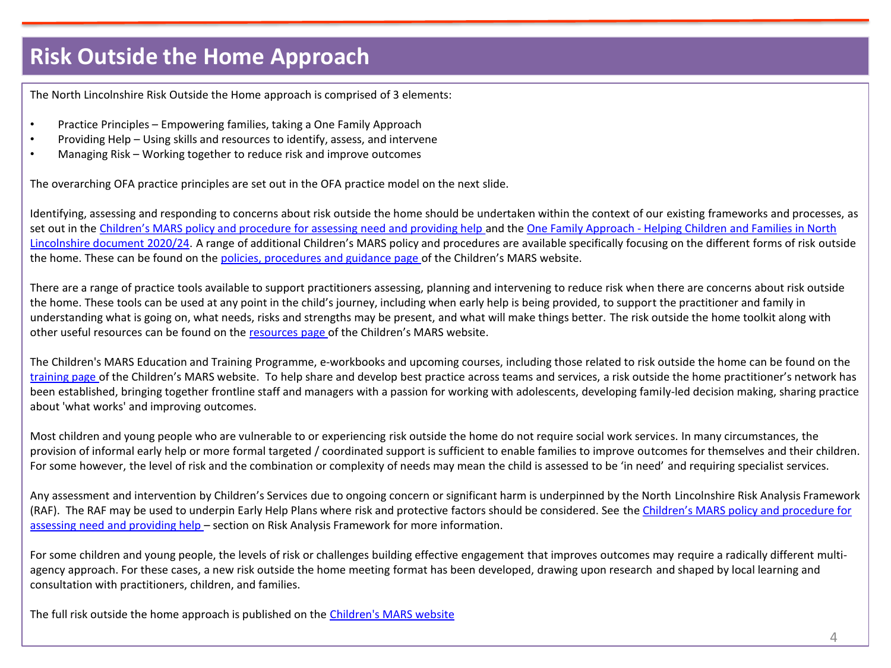# Risk Outside the Home Approach

The North Lincolnshire Risk Outside the Home approach is comprised of 3 elements:

- Practice Principles – Empowering families, taking a One Family Approach
- Providing Help – Using skills and resources to identify, assess, and intervene
- Managing Risk – Working together to reduce risk and improve outcomes

The overarching OFA practice principles are set out in the OFA practice model on the next slide.

Identifying, assessing and responding to concerns about risk outside the home should be undertaken within the context of our existing frameworks and processes, as set out in the Children's MARS policy and procedure for assessing need and providing help and the One Family Approach - Helping Children and Families in North Lincolnshire document 2020/24. A range of additional Children's MARS policy and procedures are available specifically focusing on the different forms of risk outside the home. These can be found on the policies, procedures and guidance page of the Children's MARS website.

There are a range of practice tools available to support practitioners assessing, planning and intervening to reduce risk when there are concerns about risk outside the home. These tools can be used at any point in the child's journey, including when early help is being provided, to support the practitioner and family in understanding what is going on, what needs, risks and strengths may be present, and what will make things better. The risk outside the home toolkit along with other useful resources can be found on the resources page of the Children's MARS website.

The Children's MARS Education and Training Programme, e-workbooks and upcoming courses, including those related to risk outside the home can be found on the training page of the Children's MARS website. To help share and develop best practice across teams and services, a risk outside the home practitioner's network has been established, bringing together frontline staff and managers with a passion for working with adolescents, developing family-led decision making, sharing practice about 'what works' and improving outcomes.

Most children and young people who are vulnerable to or experiencing risk outside the home do not require social work services. In many circumstances, the provision of informal early help or more formal targeted / coordinated support is sufficient to enable families to improve outcomes for themselves and their children. For some however, the level of risk and the combination or complexity of needs may mean the child is assessed to be 'in need' and requiring specialist services.

Any assessment and intervention by Children's Services due to ongoing concern or significant harm is underpinned by the North Lincolnshire Risk Analysis Framework (RAF). The RAF may be used to underpin Early Help Plans where risk and protective factors should be considered. See the Children's MARS policy and procedure for assessing need and providing help – section on Risk Analysis Framework for more information.

For some children and young people, the levels of risk or challenges building effective engagement that improves outcomes may require a radically different multi-agency approach. For these cases, a new risk outside the home meeting format has been developed, drawing upon research and shaped by local learning and consultation with practitioners, children, and families.

The full risk outside the home approach is published on the Children's MARS website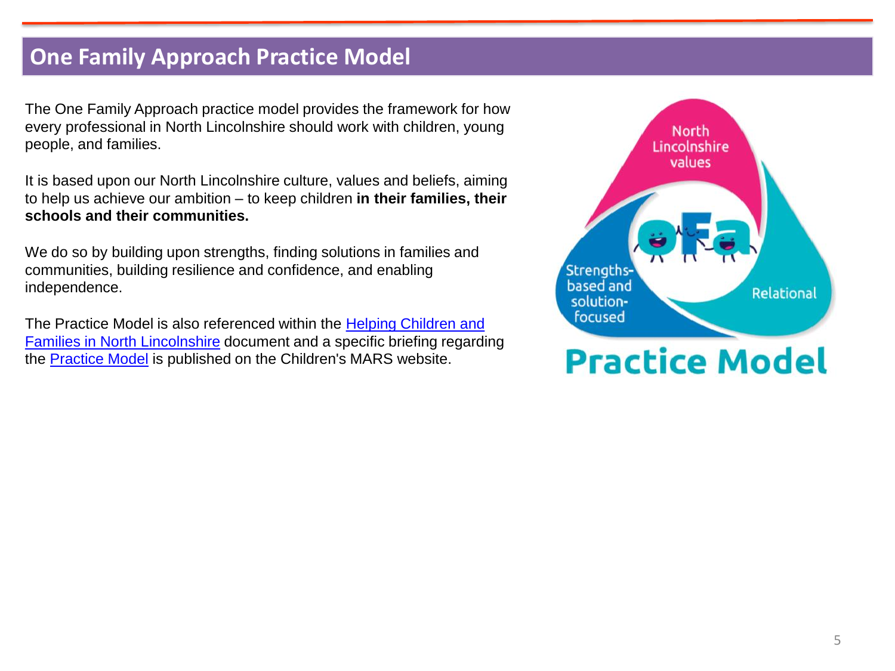# One Family Approach Practice Model

The One Family Approach practice model provides the framework for how every professional in North Lincolnshire should work with children, young people, and families.

It is based upon our North Lincolnshire culture, values and beliefs, aiming to help us achieve our ambition – to keep children **in their families, their schools and their communities.**

We do so by building upon strengths, finding solutions in families and communities, building resilience and confidence, and enabling independence.

The Practice Model is also referenced within the Helping Children and Families in North Lincolnshire document and a specific briefing regarding the Practice Model is published on the Children's MARS website.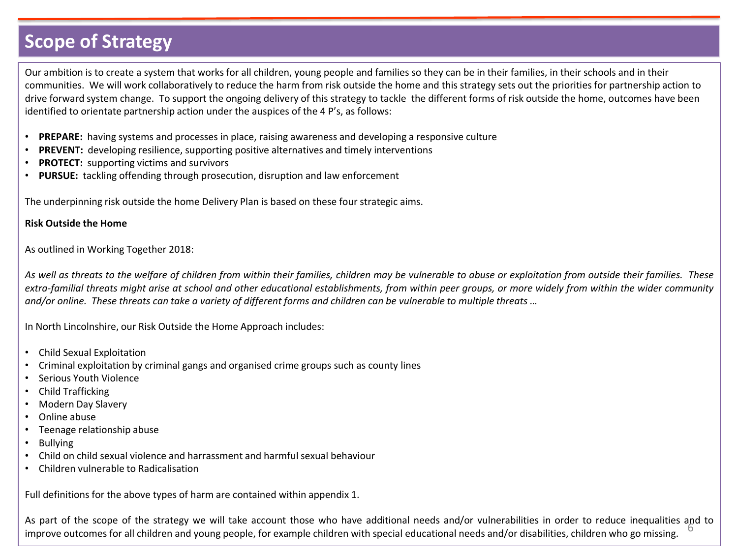# Scope of Strategy

Our ambition is to create a system that works for all children, young people and families so they can be in their families, in their schools and in their communities. We will work collaboratively to reduce the harm from risk outside the home and this strategy sets out the priorities for partnership action to drive forward system change. To support the ongoing delivery of this strategy to tackle the different forms of risk outside the home, outcomes have been identified to orientate partnership action under the auspices of the 4 P's, as follows:

- **PREPARE:** having systems and processes in place, raising awareness and developing a responsive culture
- **PREVENT:** developing resilience, supporting positive alternatives and timely interventions
- **PROTECT:** supporting victims and survivors
- **PURSUE:** tackling offending through prosecution, disruption and law enforcement

The underpinning risk outside the home Delivery Plan is based on these four strategic aims.

**Risk Outside the Home**

As outlined in Working Together 2018:

*As well as threats to the welfare of children from within their families, children may be vulnerable to abuse or exploitation from outside their families. These extra-familial threats might arise at school and other educational establishments, from within peer groups, or more widely from within the wider community and/or online. These threats can take a variety of different forms and children can be vulnerable to multiple threats …*

In North Lincolnshire, our Risk Outside the Home Approach includes:

- Child Sexual Exploitation
- Criminal exploitation by criminal gangs and organised crime groups such as county lines
- Serious Youth Violence
- Child Trafficking
- Modern Day Slavery
- Online abuse
- Teenage relationship abuse
- Bullying
- Child on child sexual violence and harrassment and harmful sexual behaviour
- Children vulnerable to Radicalisation

Full definitions for the above types of harm are contained within appendix 1.

As part of the scope of the strategy we will take account those who have additional needs and/or vulnerabilities in order to reduce inequalities and to improve outcomes for all children and young people, for example children with special educational needs and/or disabilities, children who go missing.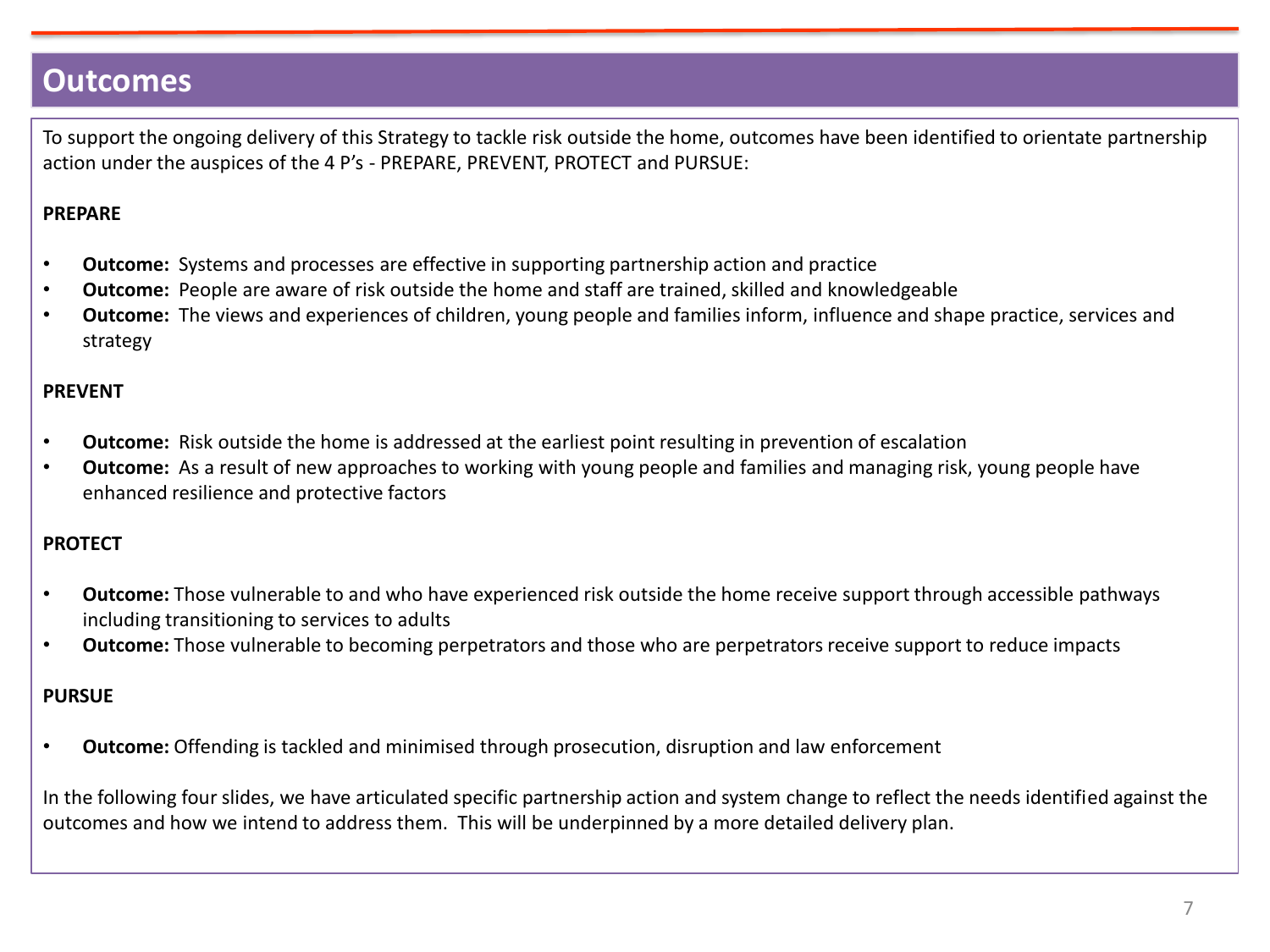# Outcomes

To support the ongoing delivery of this Strategy to tackle risk outside the home, outcomes have been identified to orientate partnership action under the auspices of the 4 P's - PREPARE, PREVENT, PROTECT and PURSUE:

**PREPARE**

- **Outcome:** Systems and processes are effective in supporting partnership action and practice
- **Outcome:** People are aware of risk outside the home and staff are trained, skilled and knowledgeable
- **Outcome:** The views and experiences of children, young people and families inform, influence and shape practice, services and strategy

**PREVENT**

- **Outcome:** Risk outside the home is addressed at the earliest point resulting in prevention of escalation
- **Outcome:** As a result of new approaches to working with young people and families and managing risk, young people have enhanced resilience and protective factors

**PROTECT**

- **Outcome:** Those vulnerable to and who have experienced risk outside the home receive support through accessible pathways including transitioning to services to adults
- **Outcome:** Those vulnerable to becoming perpetrators and those who are perpetrators receive support to reduce impacts

**PURSUE**

- **Outcome:** Offending is tackled and minimised through prosecution, disruption and law enforcement

In the following four slides, we have articulated specific partnership action and system change to reflect the needs identified against the outcomes and how we intend to address them. This will be underpinned by a more detailed delivery plan.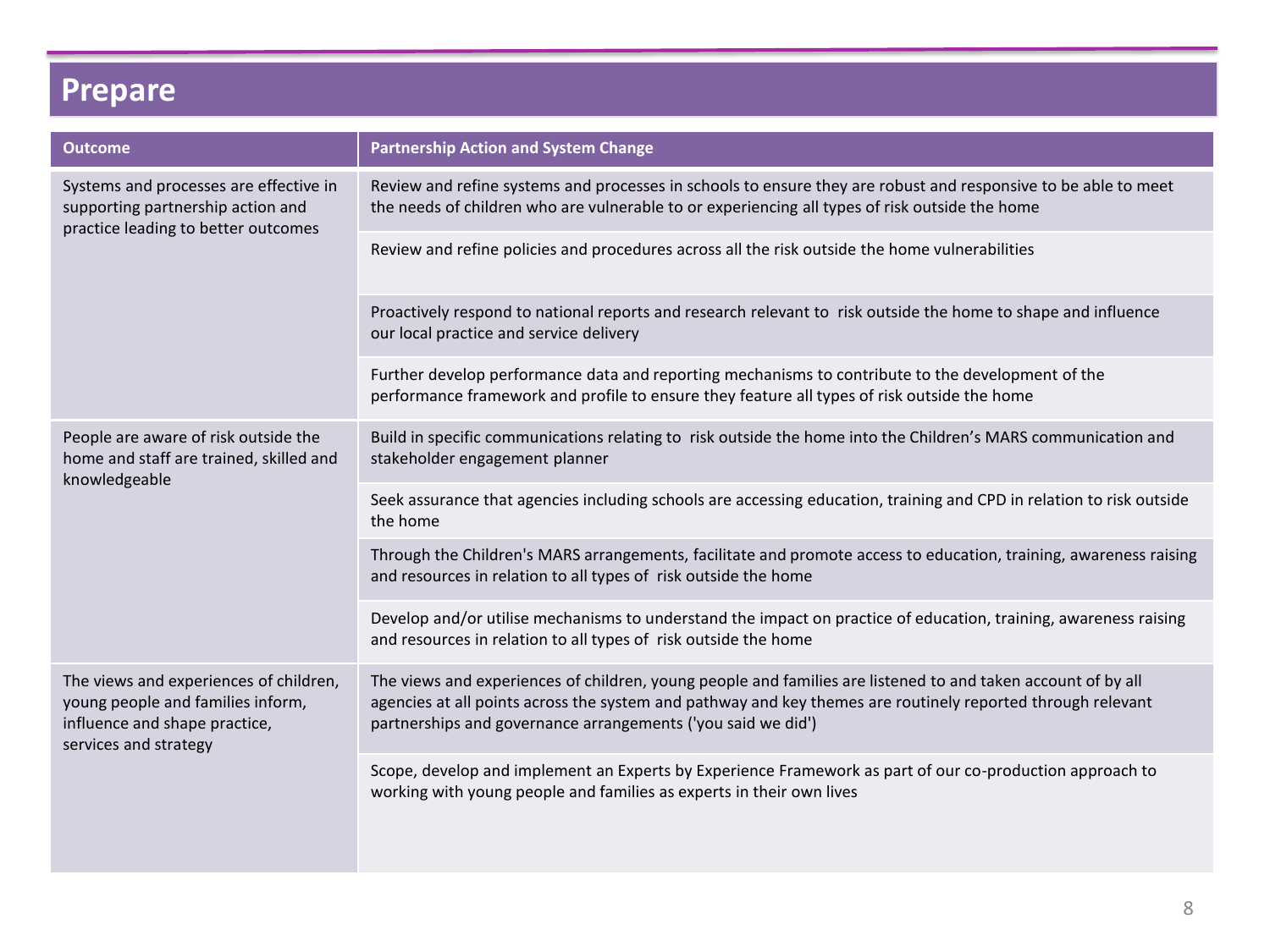# Prepare

| Outcome | Partnership Action and System Change |
|---|---|
| Systems and processes are effective in supporting partnership action and practice leading to better outcomes | Review and refine systems and processes in schools to ensure they are robust and responsive to be able to meet the needs of children who are vulnerable to or experiencing all types of risk outside the home |
| | Review and refine policies and procedures across all the risk outside the home vulnerabilities |
| | Proactively respond to national reports and research relevant to risk outside the home to shape and influence our local practice and service delivery |
| | Further develop performance data and reporting mechanisms to contribute to the development of the performance framework and profile to ensure they feature all types of risk outside the home |
| People are aware of risk outside the home and staff are trained, skilled and knowledgeable | Build in specific communications relating to risk outside the home into the Children's MARS communication and stakeholder engagement planner |
| | Seek assurance that agencies including schools are accessing education, training and CPD in relation to risk outside the home |
| | Through the Children's MARS arrangements, facilitate and promote access to education, training, awareness raising and resources in relation to all types of risk outside the home |
| | Develop and/or utilise mechanisms to understand the impact on practice of education, training, awareness raising and resources in relation to all types of risk outside the home |
| The views and experiences of children, young people and families inform, influence and shape practice, services and strategy | The views and experiences of children, young people and families are listened to and taken account of by all agencies at all points across the system and pathway and key themes are routinely reported through relevant partnerships and governance arrangements ('you said we did') |
| | Scope, develop and implement an Experts by Experience Framework as part of our co-production approach to working with young people and families as experts in their own lives |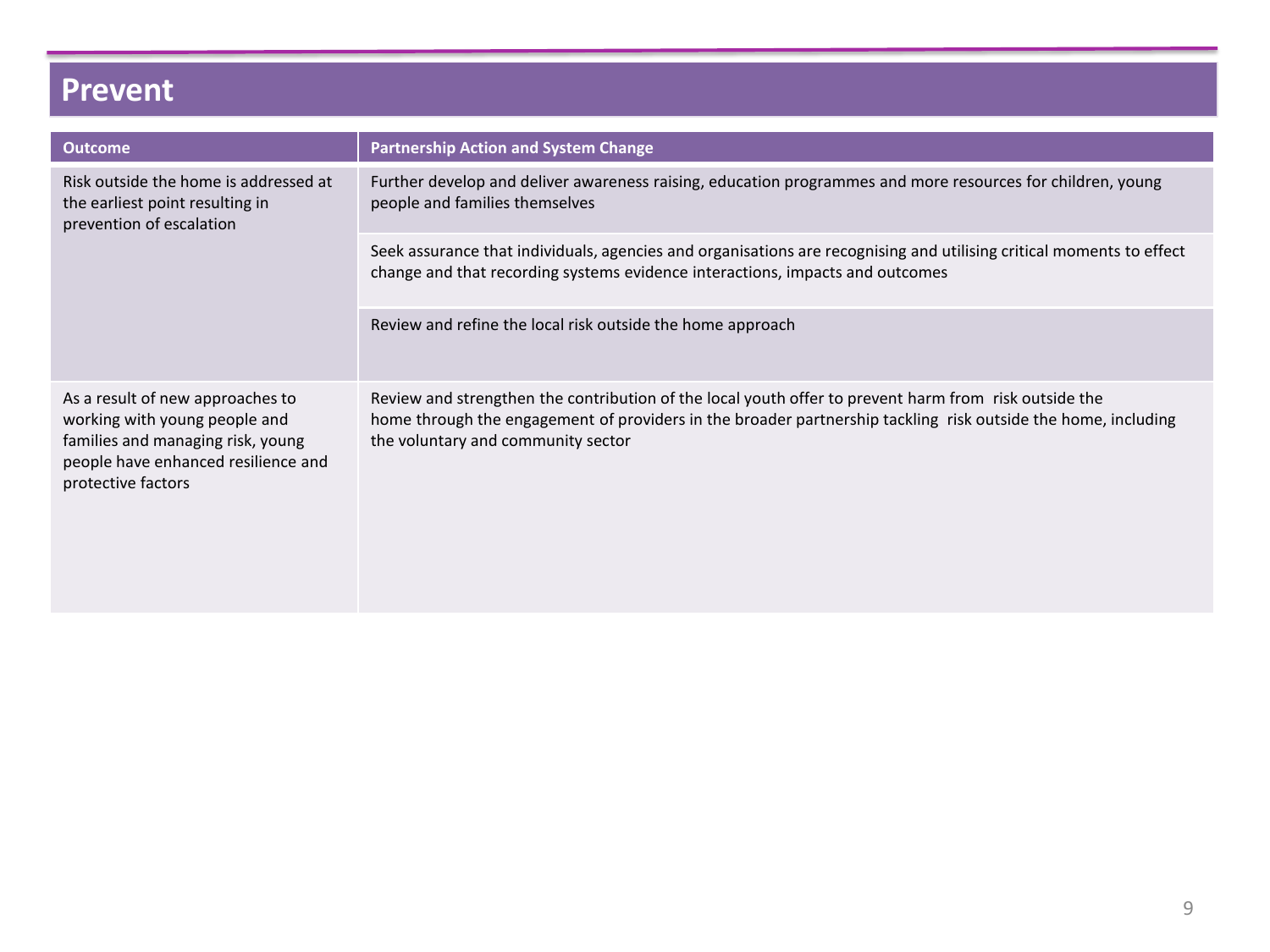# Prevent

| Outcome | Partnership Action and System Change |
|---|---|
| Risk outside the home is addressed at the earliest point resulting in prevention of escalation | Further develop and deliver awareness raising, education programmes and more resources for children, young people and families themselves |
| | Seek assurance that individuals, agencies and organisations are recognising and utilising critical moments to effect change and that recording systems evidence interactions, impacts and outcomes |
| | Review and refine the local risk outside the home approach |
| As a result of new approaches to working with young people and families and managing risk, young people have enhanced resilience and protective factors | Review and strengthen the contribution of the local youth offer to prevent harm from risk outside the home through the engagement of providers in the broader partnership tackling risk outside the home, including the voluntary and community sector |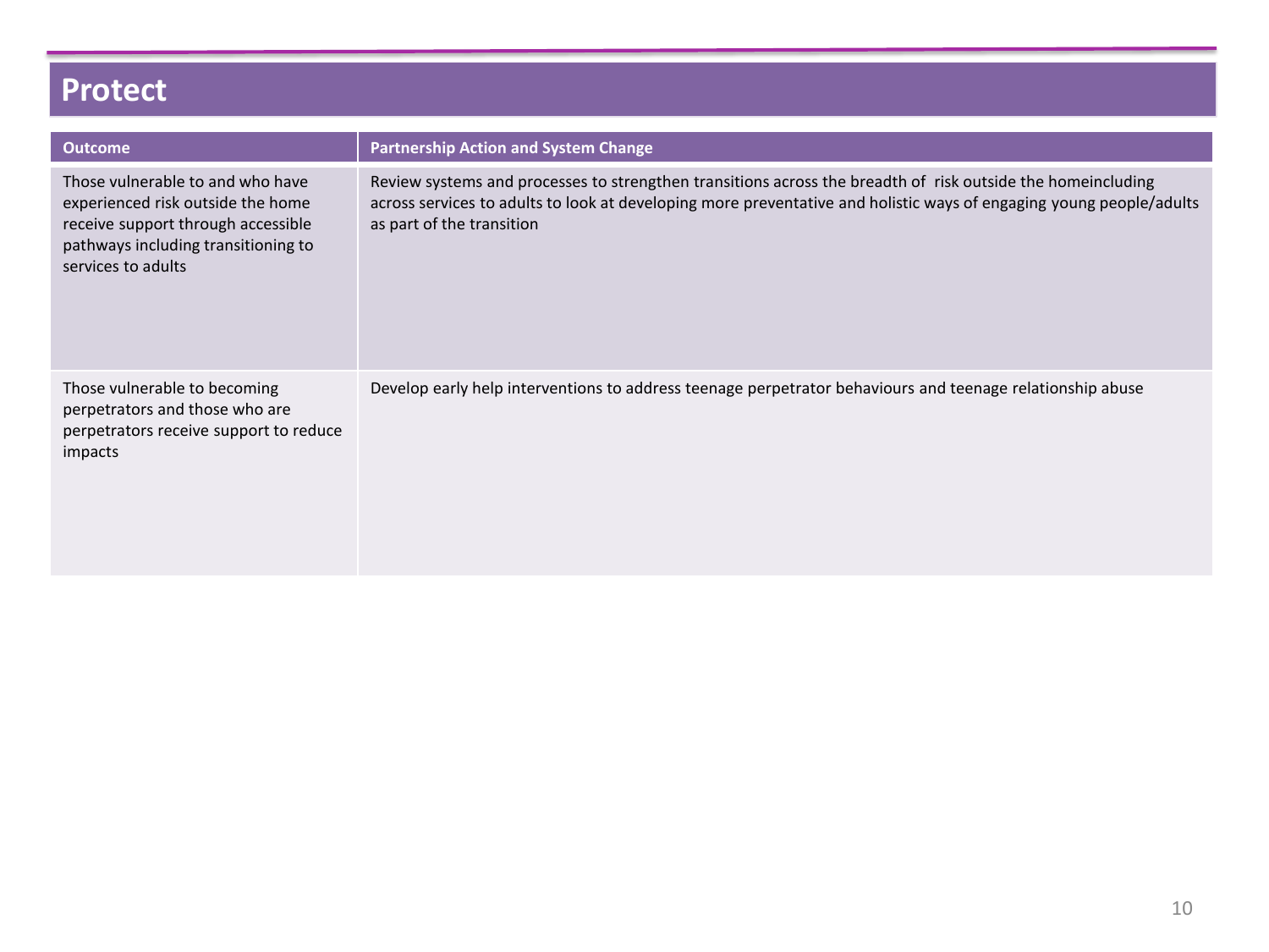# Protect

| Outcome | Partnership Action and System Change |
|---|---|
| Those vulnerable to and who have experienced risk outside the home receive support through accessible pathways including transitioning to services to adults | Review systems and processes to strengthen transitions across the breadth of  risk outside the homeincluding across services to adults to look at developing more preventative and holistic ways of engaging young people/adults as part of the transition |
| Those vulnerable to becoming perpetrators and those who are perpetrators receive support to reduce impacts | Develop early help interventions to address teenage perpetrator behaviours and teenage relationship abuse |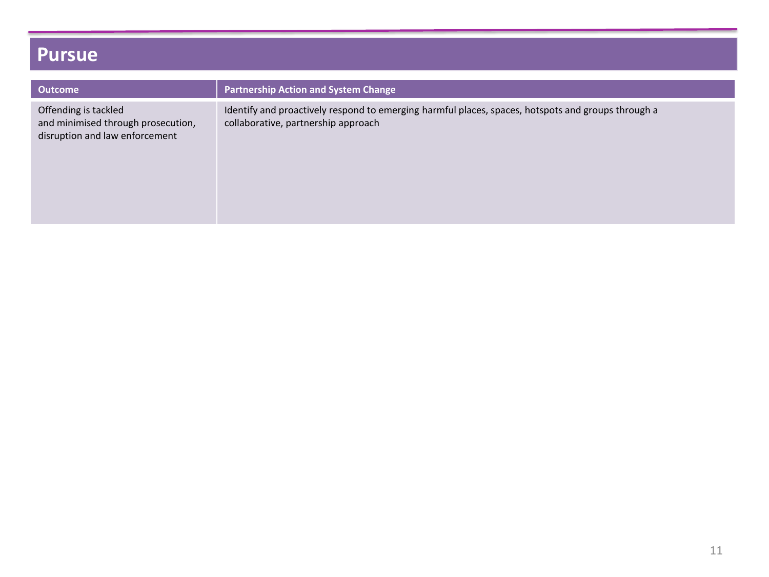# Pursue

| Outcome | Partnership Action and System Change |
| --- | --- |
| Offending is tackled and minimised through prosecution, disruption and law enforcement | Identify and proactively respond to emerging harmful places, spaces, hotspots and groups through a collaborative, partnership approach |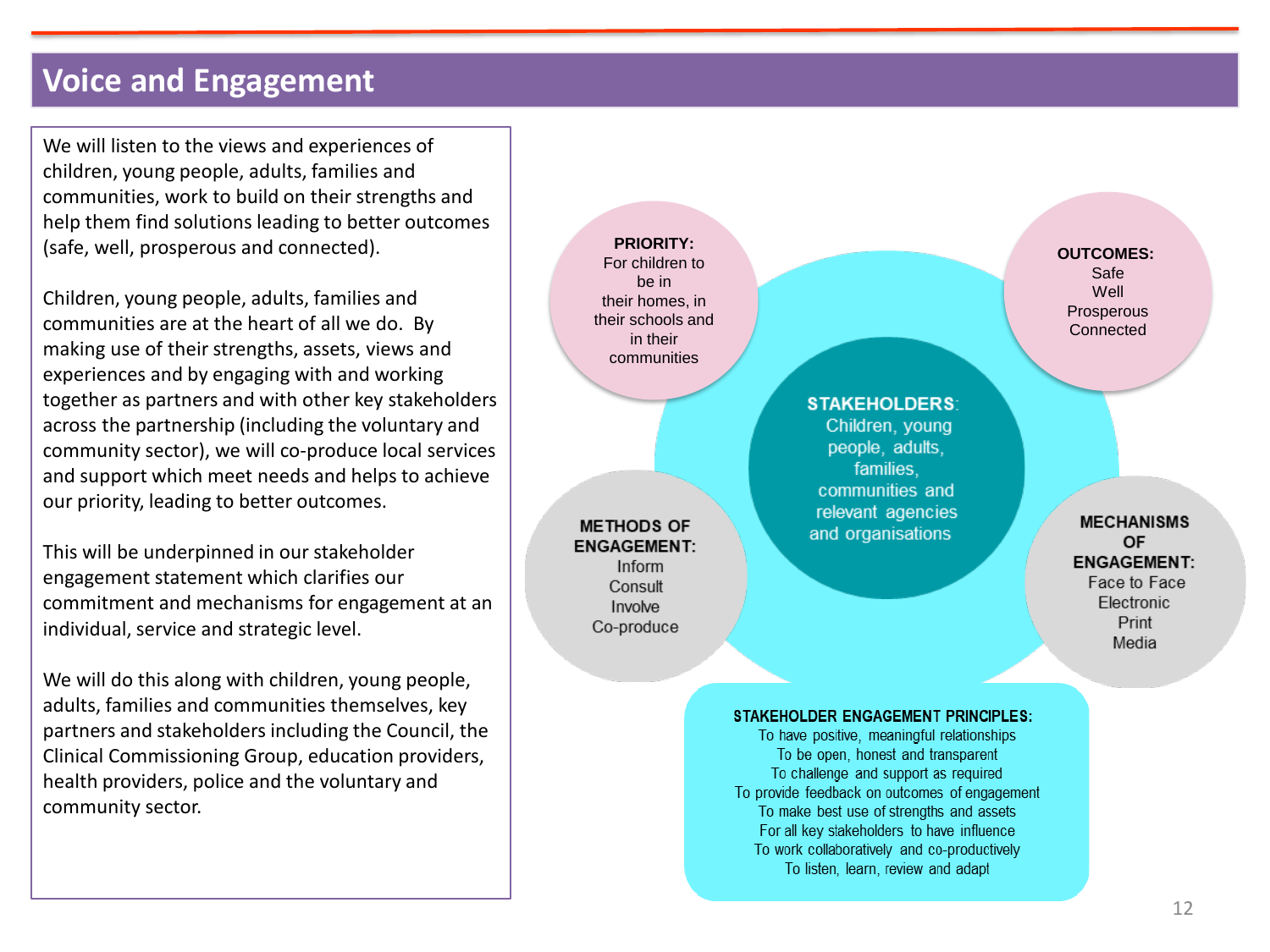# Voice and Engagement

We will listen to the views and experiences of children, young people, adults, families and communities, work to build on their strengths and help them find solutions leading to better outcomes (safe, well, prosperous and connected).

Children, young people, adults, families and communities are at the heart of all we do. By making use of their strengths, assets, views and experiences and by engaging with and working together as partners and with other key stakeholders across the partnership (including the voluntary and community sector), we will co-produce local services and support which meet needs and helps to achieve our priority, leading to better outcomes.

This will be underpinned in our stakeholder engagement statement which clarifies our commitment and mechanisms for engagement at an individual, service and strategic level.

We will do this along with children, young people, adults, families and communities themselves, key partners and stakeholders including the Council, the Clinical Commissioning Group, education providers, health providers, police and the voluntary and community sector.

**PRIORITY:**
For children to be in their homes, in their schools and in their communities

**OUTCOMES:**
Safe
Well
Prosperous
Connected

**STAKEHOLDERS:**
Children, young people, adults, families, communities and relevant agencies and organisations

**METHODS OF ENGAGEMENT:**
Inform
Consult
Involve
Co-produce

**MECHANISMS OF ENGAGEMENT:**
Face to Face
Electronic
Print
Media

**STAKEHOLDER ENGAGEMENT PRINCIPLES:**
To have positive, meaningful relationships
To be open, honest and transparent
To challenge and support as required
To provide feedback on outcomes of engagement
To make best use of strengths and assets
For all key stakeholders to have influence
To work collaboratively and co-productively
To listen, learn, review and adapt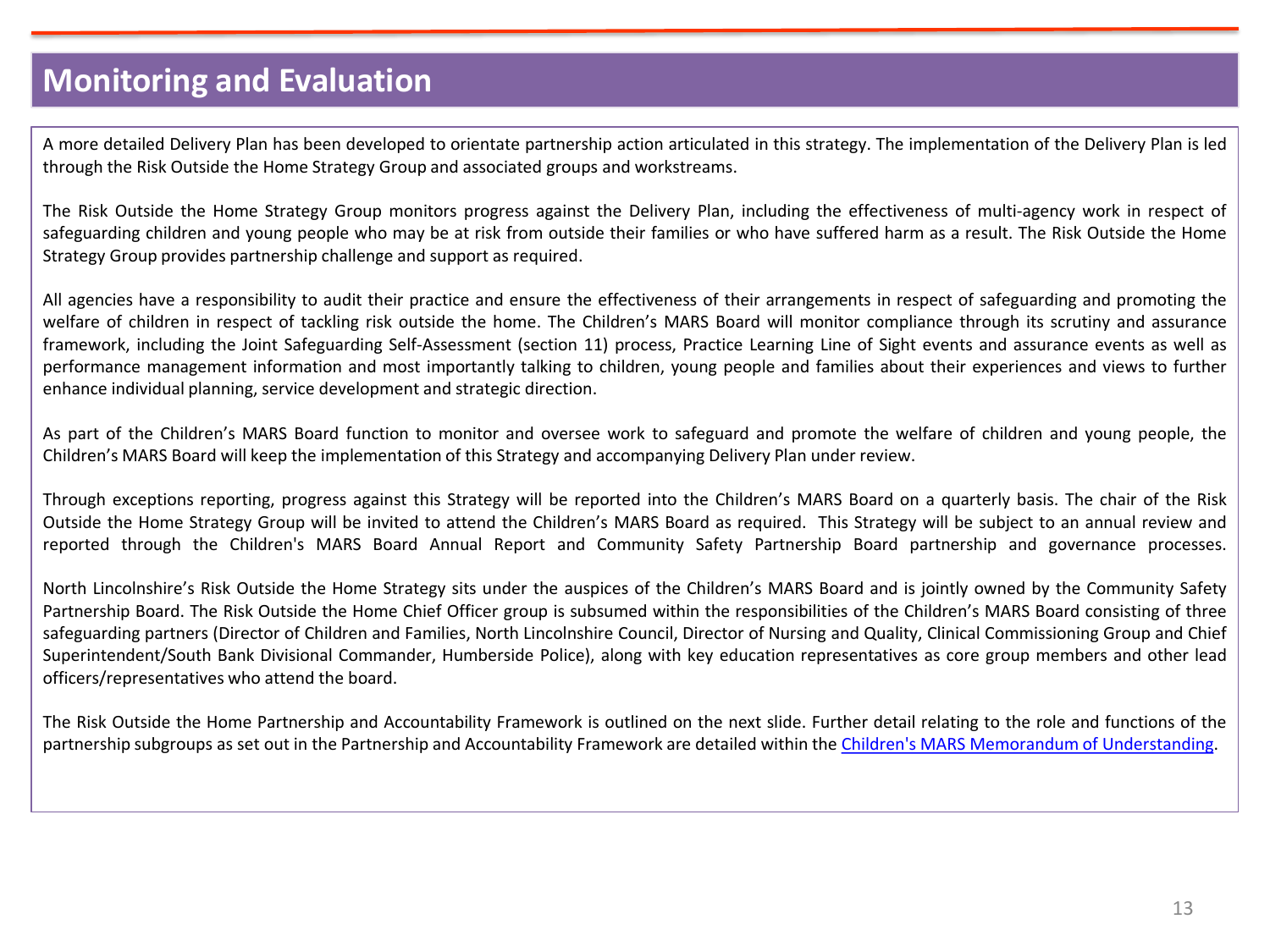# Monitoring and Evaluation

A more detailed Delivery Plan has been developed to orientate partnership action articulated in this strategy. The implementation of the Delivery Plan is led through the Risk Outside the Home Strategy Group and associated groups and workstreams.

The Risk Outside the Home Strategy Group monitors progress against the Delivery Plan, including the effectiveness of multi-agency work in respect of safeguarding children and young people who may be at risk from outside their families or who have suffered harm as a result. The Risk Outside the Home Strategy Group provides partnership challenge and support as required.

All agencies have a responsibility to audit their practice and ensure the effectiveness of their arrangements in respect of safeguarding and promoting the welfare of children in respect of tackling risk outside the home. The Children's MARS Board will monitor compliance through its scrutiny and assurance framework, including the Joint Safeguarding Self-Assessment (section 11) process, Practice Learning Line of Sight events and assurance events as well as performance management information and most importantly talking to children, young people and families about their experiences and views to further enhance individual planning, service development and strategic direction.

As part of the Children's MARS Board function to monitor and oversee work to safeguard and promote the welfare of children and young people, the Children's MARS Board will keep the implementation of this Strategy and accompanying Delivery Plan under review.

Through exceptions reporting, progress against this Strategy will be reported into the Children's MARS Board on a quarterly basis. The chair of the Risk Outside the Home Strategy Group will be invited to attend the Children's MARS Board as required. This Strategy will be subject to an annual review and reported through the Children's MARS Board Annual Report and Community Safety Partnership Board partnership and governance processes.

North Lincolnshire's Risk Outside the Home Strategy sits under the auspices of the Children's MARS Board and is jointly owned by the Community Safety Partnership Board. The Risk Outside the Home Chief Officer group is subsumed within the responsibilities of the Children's MARS Board consisting of three safeguarding partners (Director of Children and Families, North Lincolnshire Council, Director of Nursing and Quality, Clinical Commissioning Group and Chief Superintendent/South Bank Divisional Commander, Humberside Police), along with key education representatives as core group members and other lead officers/representatives who attend the board.

The Risk Outside the Home Partnership and Accountability Framework is outlined on the next slide. Further detail relating to the role and functions of the partnership subgroups as set out in the Partnership and Accountability Framework are detailed within the Children's MARS Memorandum of Understanding.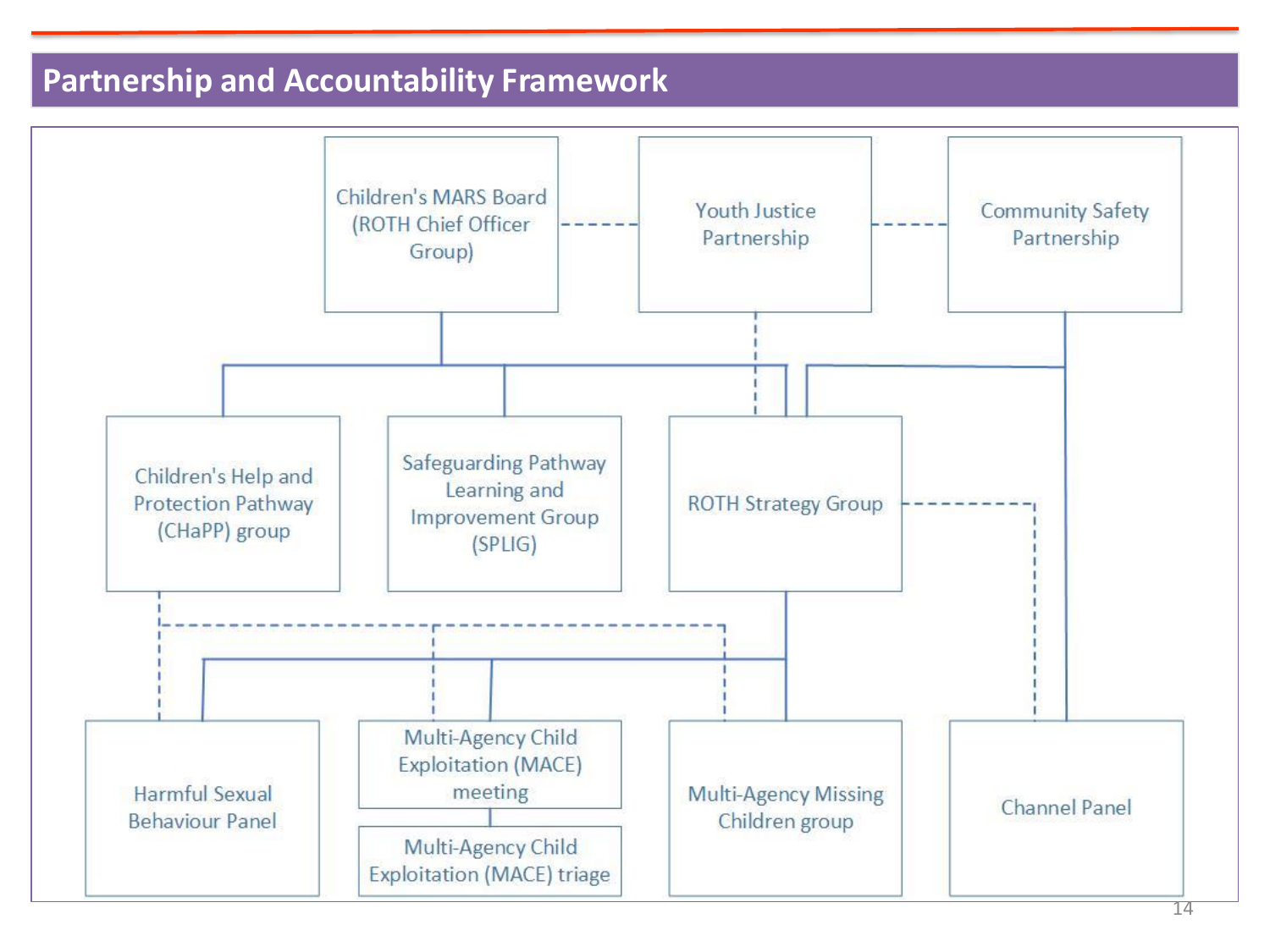## Partnership and Accountability Framework

Children's MARS Board (ROTH Chief Officer Group)

Youth Justice Partnership

Community Safety Partnership

Children's Help and Protection Pathway (CHaPP) group

Safeguarding Pathway Learning and Improvement Group (SPLIG)

ROTH Strategy Group

Harmful Sexual Behaviour Panel

Multi-Agency Child Exploitation (MACE) meeting

Multi-Agency Child Exploitation (MACE) triage

Multi-Agency Missing Children group

Channel Panel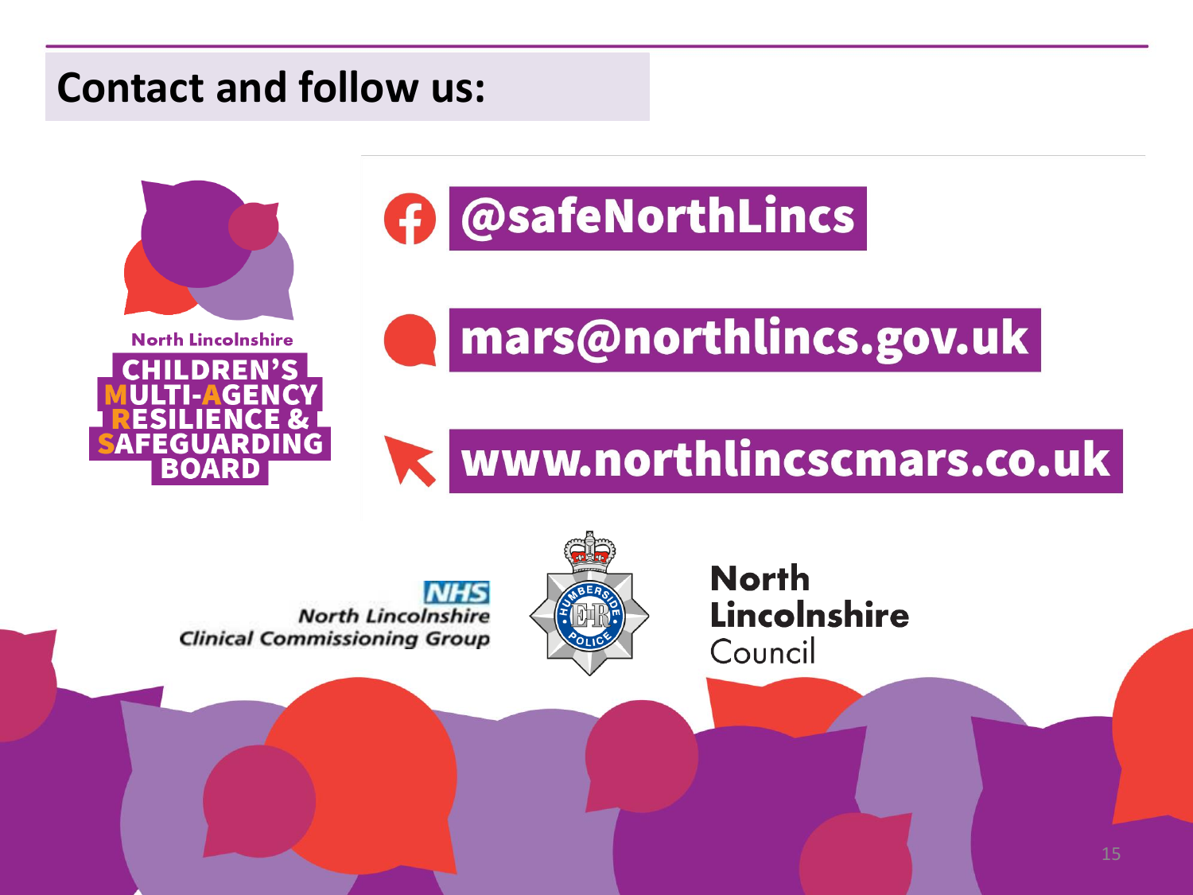## Contact and follow us:

North Lincolnshire
**CHILDREN'S MULTI-AGENCY RESILIENCE & SAFEGUARDING BOARD**

**@safeNorthLincs**

**mars@northlincs.gov.uk**

**www.northlincscmars.co.uk**

NHS North Lincolnshire Clinical Commissioning Group

Humberside Police

North Lincolnshire Council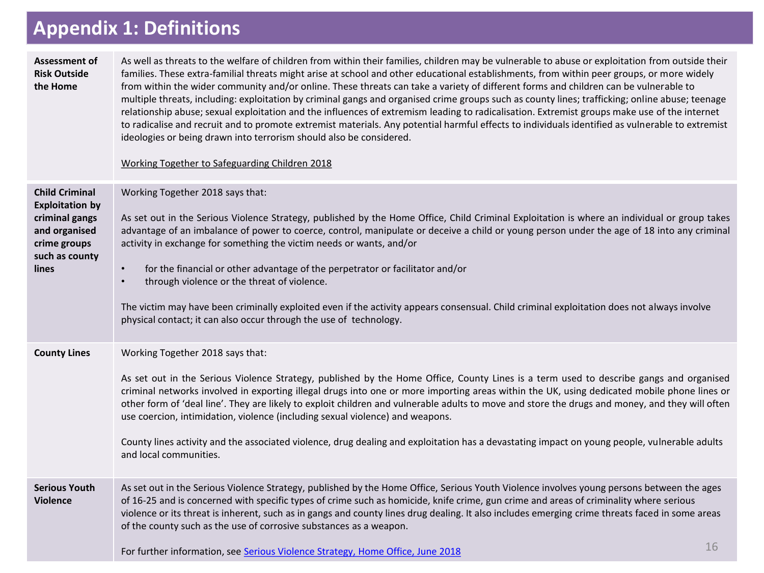# Appendix 1: Definitions

| | |
|---|---|
| **Assessment of Risk Outside the Home** | As well as threats to the welfare of children from within their families, children may be vulnerable to abuse or exploitation from outside their families. These extra-familial threats might arise at school and other educational establishments, from within peer groups, or more widely from within the wider community and/or online. These threats can take a variety of different forms and children can be vulnerable to multiple threats, including: exploitation by criminal gangs and organised crime groups such as county lines; trafficking; online abuse; teenage relationship abuse; sexual exploitation and the influences of extremism leading to radicalisation. Extremist groups make use of the internet to radicalise and recruit and to promote extremist materials. Any potential harmful effects to individuals identified as vulnerable to extremist ideologies or being drawn into terrorism should also be considered.<br><br>Working Together to Safeguarding Children 2018 |
| **Child Criminal Exploitation by criminal gangs and organised crime groups such as county lines** | Working Together 2018 says that:<br><br>As set out in the Serious Violence Strategy, published by the Home Office, Child Criminal Exploitation is where an individual or group takes advantage of an imbalance of power to coerce, control, manipulate or deceive a child or young person under the age of 18 into any criminal activity in exchange for something the victim needs or wants, and/or<br><br>• for the financial or other advantage of the perpetrator or facilitator and/or<br>• through violence or the threat of violence.<br><br>The victim may have been criminally exploited even if the activity appears consensual. Child criminal exploitation does not always involve physical contact; it can also occur through the use of technology. |
| **County Lines** | Working Together 2018 says that:<br><br>As set out in the Serious Violence Strategy, published by the Home Office, County Lines is a term used to describe gangs and organised criminal networks involved in exporting illegal drugs into one or more importing areas within the UK, using dedicated mobile phone lines or other form of 'deal line'. They are likely to exploit children and vulnerable adults to move and store the drugs and money, and they will often use coercion, intimidation, violence (including sexual violence) and weapons.<br><br>County lines activity and the associated violence, drug dealing and exploitation has a devastating impact on young people, vulnerable adults and local communities. |
| **Serious Youth Violence** | As set out in the Serious Violence Strategy, published by the Home Office, Serious Youth Violence involves young persons between the ages of 16-25 and is concerned with specific types of crime such as homicide, knife crime, gun crime and areas of criminality where serious violence or its threat is inherent, such as in gangs and county lines drug dealing. It also includes emerging crime threats faced in some areas of the county such as the use of corrosive substances as a weapon.<br><br>For further information, see Serious Violence Strategy, Home Office, June 2018 |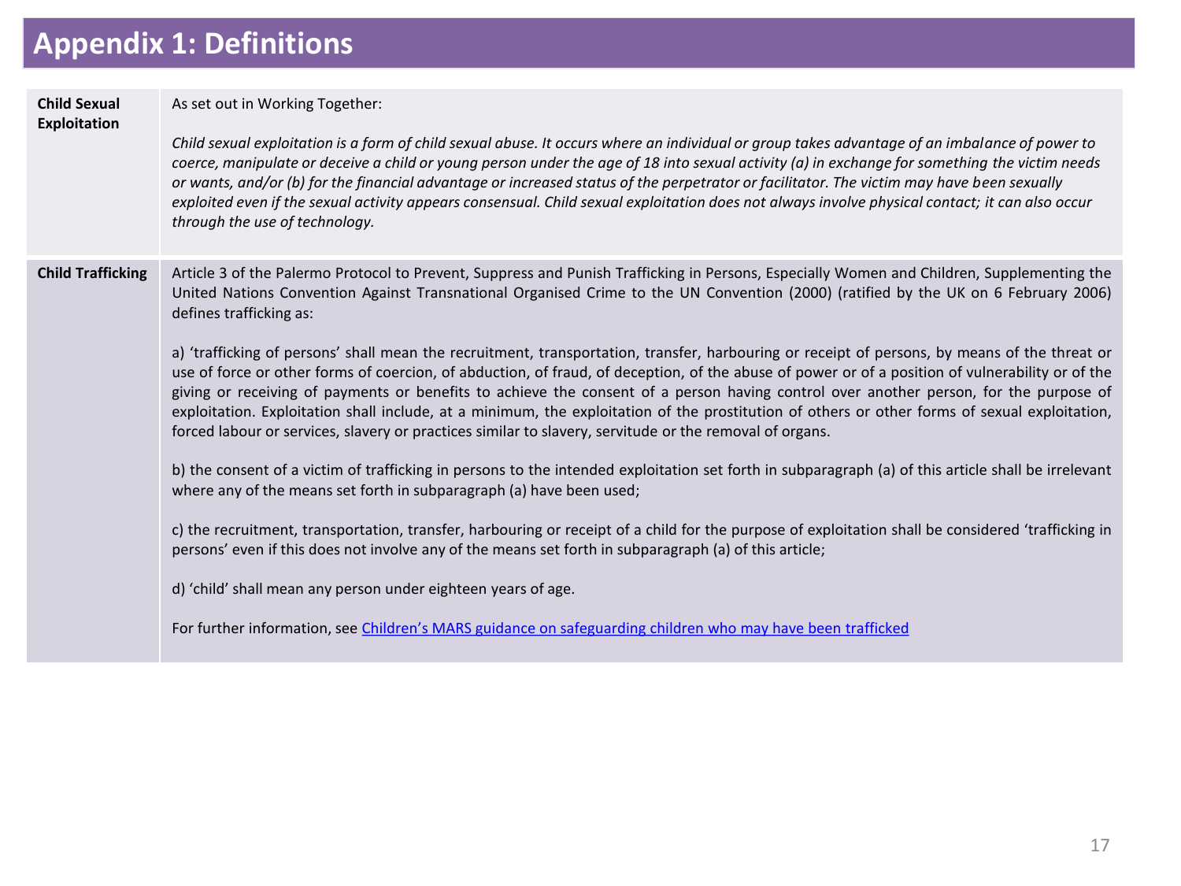# Appendix 1: Definitions

| | |
|---|---|
| **Child Sexual Exploitation** | As set out in Working Together:<br><br>*Child sexual exploitation is a form of child sexual abuse. It occurs where an individual or group takes advantage of an imbalance of power to coerce, manipulate or deceive a child or young person under the age of 18 into sexual activity (a) in exchange for something the victim needs or wants, and/or (b) for the financial advantage or increased status of the perpetrator or facilitator. The victim may have been sexually exploited even if the sexual activity appears consensual. Child sexual exploitation does not always involve physical contact; it can also occur through the use of technology.* |
| **Child Trafficking** | Article 3 of the Palermo Protocol to Prevent, Suppress and Punish Trafficking in Persons, Especially Women and Children, Supplementing the United Nations Convention Against Transnational Organised Crime to the UN Convention (2000) (ratified by the UK on 6 February 2006) defines trafficking as:<br><br>a) 'trafficking of persons' shall mean the recruitment, transportation, transfer, harbouring or receipt of persons, by means of the threat or use of force or other forms of coercion, of abduction, of fraud, of deception, of the abuse of power or of a position of vulnerability or of the giving or receiving of payments or benefits to achieve the consent of a person having control over another person, for the purpose of exploitation. Exploitation shall include, at a minimum, the exploitation of the prostitution of others or other forms of sexual exploitation, forced labour or services, slavery or practices similar to slavery, servitude or the removal of organs.<br><br>b) the consent of a victim of trafficking in persons to the intended exploitation set forth in subparagraph (a) of this article shall be irrelevant where any of the means set forth in subparagraph (a) have been used;<br><br>c) the recruitment, transportation, transfer, harbouring or receipt of a child for the purpose of exploitation shall be considered 'trafficking in persons' even if this does not involve any of the means set forth in subparagraph (a) of this article;<br><br>d) 'child' shall mean any person under eighteen years of age.<br><br>For further information, see Children's MARS guidance on safeguarding children who may have been trafficked |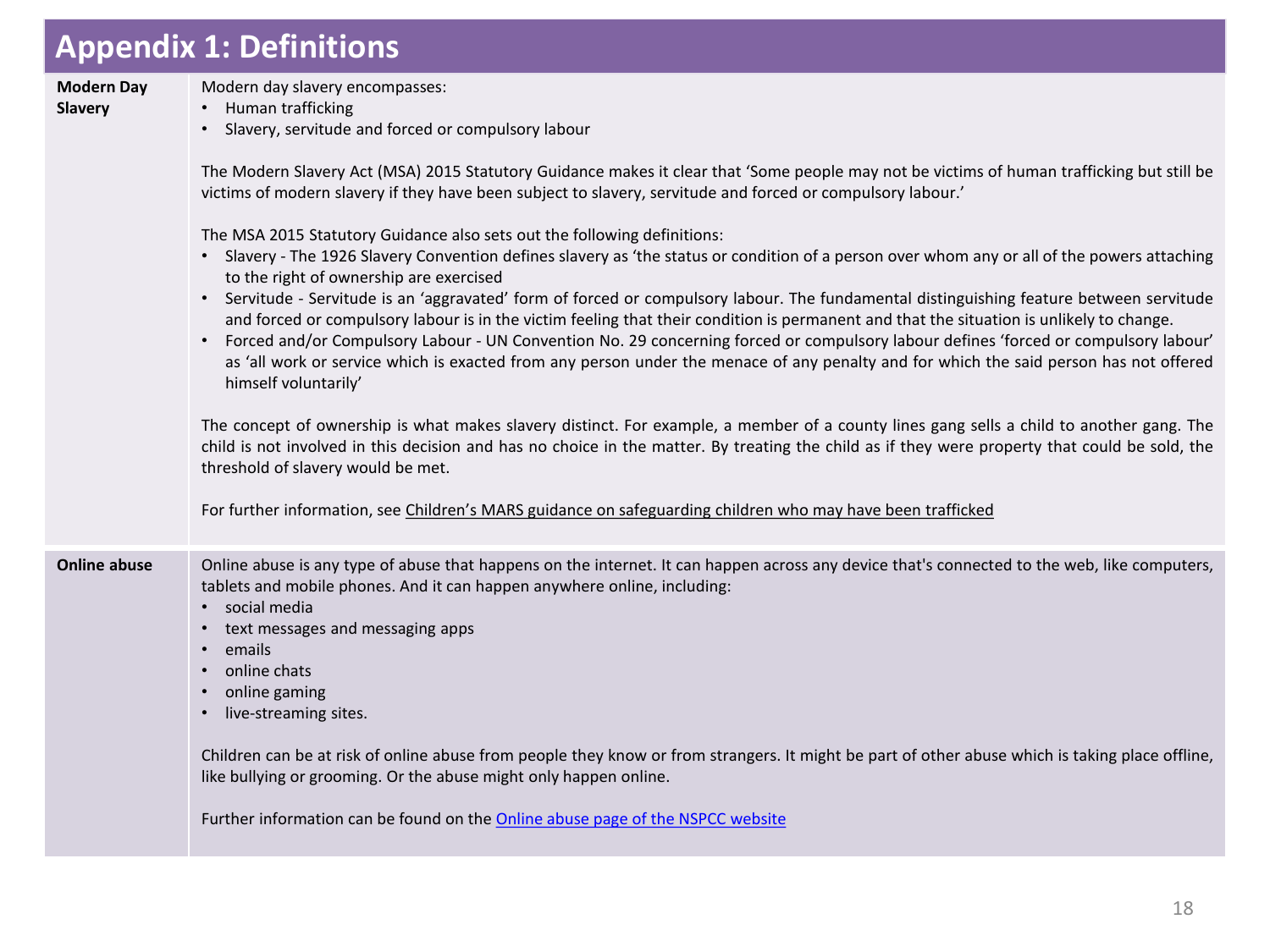# Appendix 1: Definitions

| | |
|---|---|
| **Modern Day Slavery** | Modern day slavery encompasses:<br>• Human trafficking<br>• Slavery, servitude and forced or compulsory labour<br><br>The Modern Slavery Act (MSA) 2015 Statutory Guidance makes it clear that 'Some people may not be victims of human trafficking but still be victims of modern slavery if they have been subject to slavery, servitude and forced or compulsory labour.'<br><br>The MSA 2015 Statutory Guidance also sets out the following definitions:<br>• Slavery - The 1926 Slavery Convention defines slavery as 'the status or condition of a person over whom any or all of the powers attaching to the right of ownership are exercised<br>• Servitude - Servitude is an 'aggravated' form of forced or compulsory labour. The fundamental distinguishing feature between servitude and forced or compulsory labour is in the victim feeling that their condition is permanent and that the situation is unlikely to change.<br>• Forced and/or Compulsory Labour - UN Convention No. 29 concerning forced or compulsory labour defines 'forced or compulsory labour' as 'all work or service which is exacted from any person under the menace of any penalty and for which the said person has not offered himself voluntarily'<br><br>The concept of ownership is what makes slavery distinct. For example, a member of a county lines gang sells a child to another gang. The child is not involved in this decision and has no choice in the matter. By treating the child as if they were property that could be sold, the threshold of slavery would be met.<br><br>For further information, see Children's MARS guidance on safeguarding children who may have been trafficked |
| **Online abuse** | Online abuse is any type of abuse that happens on the internet. It can happen across any device that's connected to the web, like computers, tablets and mobile phones. And it can happen anywhere online, including:<br>• social media<br>• text messages and messaging apps<br>• emails<br>• online chats<br>• online gaming<br>• live-streaming sites.<br><br>Children can be at risk of online abuse from people they know or from strangers. It might be part of other abuse which is taking place offline, like bullying or grooming. Or the abuse might only happen online.<br><br>Further information can be found on the Online abuse page of the NSPCC website |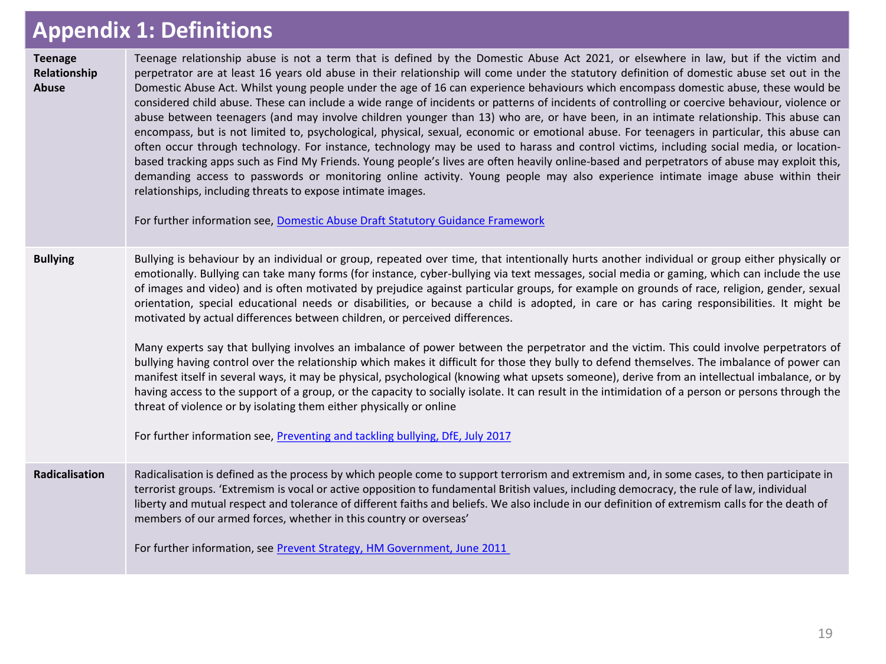# Appendix 1: Definitions

| | |
|---|---|
| **Teenage Relationship Abuse** | Teenage relationship abuse is not a term that is defined by the Domestic Abuse Act 2021, or elsewhere in law, but if the victim and perpetrator are at least 16 years old abuse in their relationship will come under the statutory definition of domestic abuse set out in the Domestic Abuse Act. Whilst young people under the age of 16 can experience behaviours which encompass domestic abuse, these would be considered child abuse. These can include a wide range of incidents or patterns of incidents of controlling or coercive behaviour, violence or abuse between teenagers (and may involve children younger than 13) who are, or have been, in an intimate relationship. This abuse can encompass, but is not limited to, psychological, physical, sexual, economic or emotional abuse. For teenagers in particular, this abuse can often occur through technology. For instance, technology may be used to harass and control victims, including social media, or location-based tracking apps such as Find My Friends. Young people's lives are often heavily online-based and perpetrators of abuse may exploit this, demanding access to passwords or monitoring online activity. Young people may also experience intimate image abuse within their relationships, including threats to expose intimate images.<br><br>For further information see, Domestic Abuse Draft Statutory Guidance Framework |
| **Bullying** | Bullying is behaviour by an individual or group, repeated over time, that intentionally hurts another individual or group either physically or emotionally. Bullying can take many forms (for instance, cyber-bullying via text messages, social media or gaming, which can include the use of images and video) and is often motivated by prejudice against particular groups, for example on grounds of race, religion, gender, sexual orientation, special educational needs or disabilities, or because a child is adopted, in care or has caring responsibilities. It might be motivated by actual differences between children, or perceived differences.<br><br>Many experts say that bullying involves an imbalance of power between the perpetrator and the victim. This could involve perpetrators of bullying having control over the relationship which makes it difficult for those they bully to defend themselves. The imbalance of power can manifest itself in several ways, it may be physical, psychological (knowing what upsets someone), derive from an intellectual imbalance, or by having access to the support of a group, or the capacity to socially isolate. It can result in the intimidation of a person or persons through the threat of violence or by isolating them either physically or online<br><br>For further information see, Preventing and tackling bullying, DfE, July 2017 |
| **Radicalisation** | Radicalisation is defined as the process by which people come to support terrorism and extremism and, in some cases, to then participate in terrorist groups. 'Extremism is vocal or active opposition to fundamental British values, including democracy, the rule of law, individual liberty and mutual respect and tolerance of different faiths and beliefs. We also include in our definition of extremism calls for the death of members of our armed forces, whether in this country or overseas'<br><br>For further information, see Prevent Strategy, HM Government, June 2011 |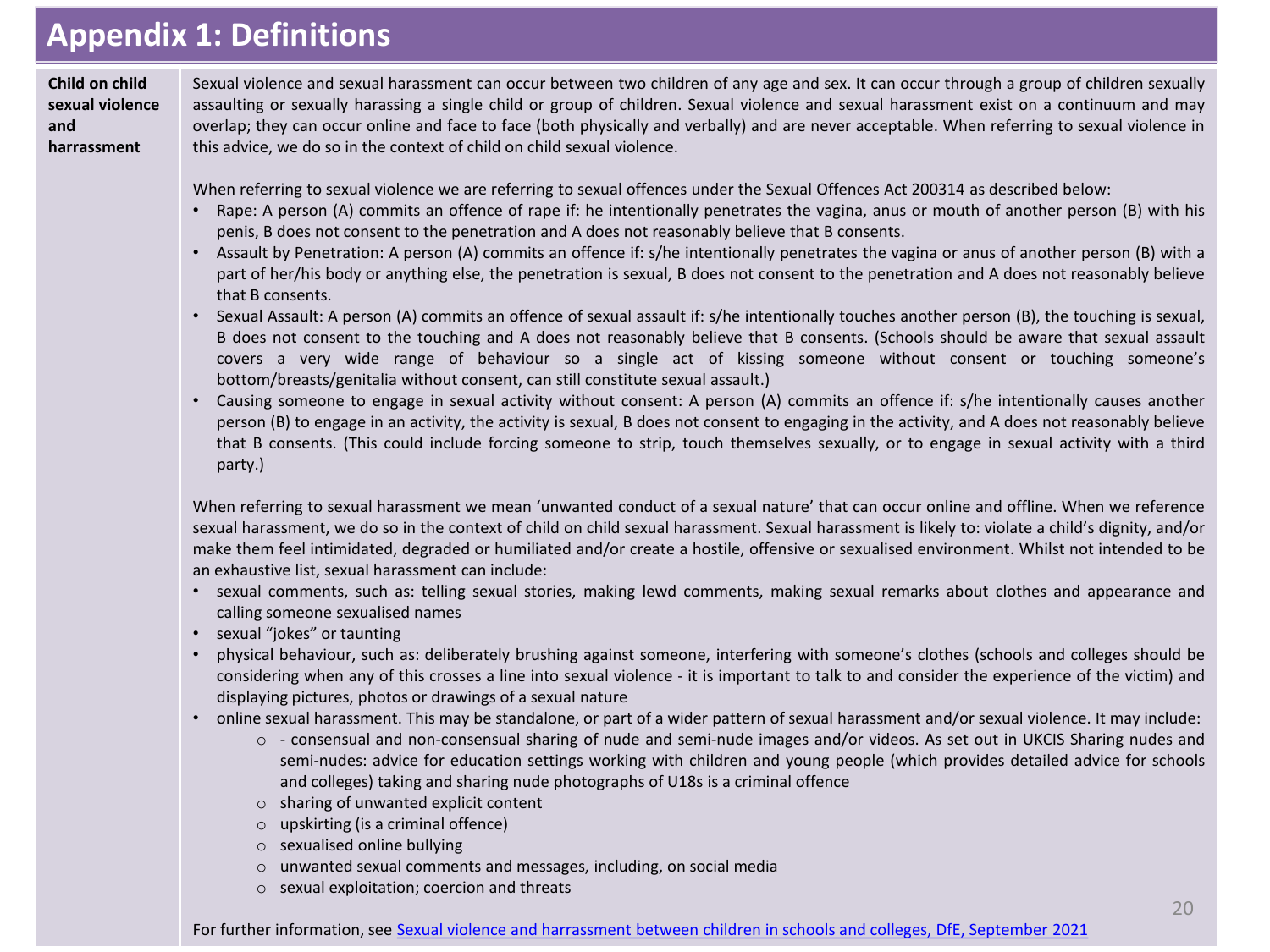# Appendix 1: Definitions

**Child on child sexual violence and harrassment**

Sexual violence and sexual harassment can occur between two children of any age and sex. It can occur through a group of children sexually assaulting or sexually harassing a single child or group of children. Sexual violence and sexual harassment exist on a continuum and may overlap; they can occur online and face to face (both physically and verbally) and are never acceptable. When referring to sexual violence in this advice, we do so in the context of child on child sexual violence.

When referring to sexual violence we are referring to sexual offences under the Sexual Offences Act 2003[14] as described below:

- Rape: A person (A) commits an offence of rape if: he intentionally penetrates the vagina, anus or mouth of another person (B) with his penis, B does not consent to the penetration and A does not reasonably believe that B consents.
- Assault by Penetration: A person (A) commits an offence if: s/he intentionally penetrates the vagina or anus of another person (B) with a part of her/his body or anything else, the penetration is sexual, B does not consent to the penetration and A does not reasonably believe that B consents.
- Sexual Assault: A person (A) commits an offence of sexual assault if: s/he intentionally touches another person (B), the touching is sexual, B does not consent to the touching and A does not reasonably believe that B consents. (Schools should be aware that sexual assault covers a very wide range of behaviour so a single act of kissing someone without consent or touching someone's bottom/breasts/genitalia without consent, can still constitute sexual assault.)
- Causing someone to engage in sexual activity without consent: A person (A) commits an offence if: s/he intentionally causes another person (B) to engage in an activity, the activity is sexual, B does not consent to engaging in the activity, and A does not reasonably believe that B consents. (This could include forcing someone to strip, touch themselves sexually, or to engage in sexual activity with a third party.)

When referring to sexual harassment we mean 'unwanted conduct of a sexual nature' that can occur online and offline. When we reference sexual harassment, we do so in the context of child on child sexual harassment. Sexual harassment is likely to: violate a child's dignity, and/or make them feel intimidated, degraded or humiliated and/or create a hostile, offensive or sexualised environment. Whilst not intended to be an exhaustive list, sexual harassment can include:

- sexual comments, such as: telling sexual stories, making lewd comments, making sexual remarks about clothes and appearance and calling someone sexualised names
- sexual "jokes" or taunting
- physical behaviour, such as: deliberately brushing against someone, interfering with someone's clothes (schools and colleges should be considering when any of this crosses a line into sexual violence - it is important to talk to and consider the experience of the victim) and displaying pictures, photos or drawings of a sexual nature
- online sexual harassment. This may be standalone, or part of a wider pattern of sexual harassment and/or sexual violence. It may include:
  - - consensual and non-consensual sharing of nude and semi-nude images and/or videos. As set out in UKCIS Sharing nudes and semi-nudes: advice for education settings working with children and young people (which provides detailed advice for schools and colleges) taking and sharing nude photographs of U18s is a criminal offence
  - sharing of unwanted explicit content
  - upskirting (is a criminal offence)
  - sexualised online bullying
  - unwanted sexual comments and messages, including, on social media
  - sexual exploitation; coercion and threats

For further information, see [Sexual violence and harrassment between children in schools and colleges, DfE, September 2021]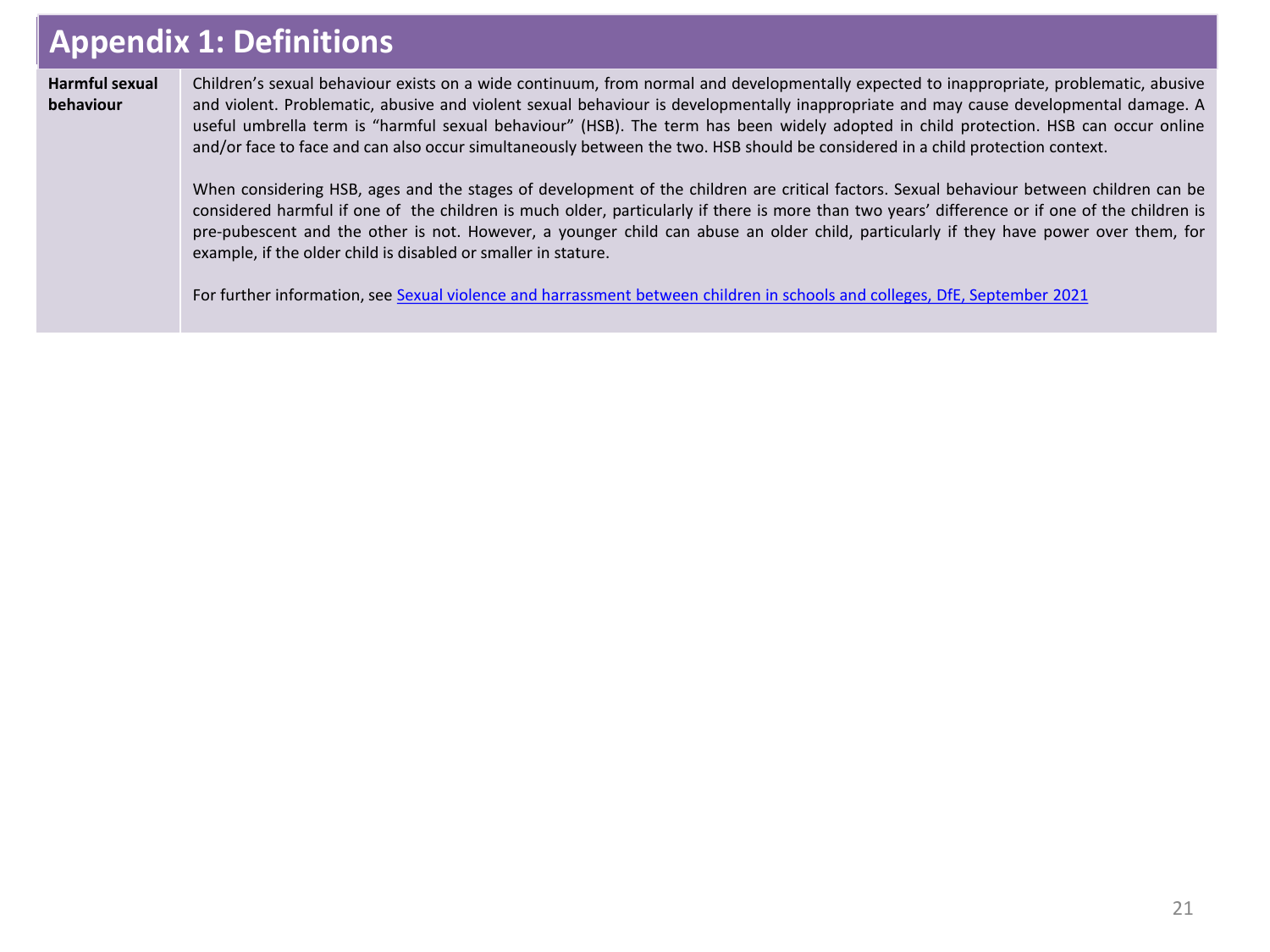# Appendix 1: Definitions

| | |
|---|---|
| **Harmful sexual behaviour** | Children's sexual behaviour exists on a wide continuum, from normal and developmentally expected to inappropriate, problematic, abusive and violent. Problematic, abusive and violent sexual behaviour is developmentally inappropriate and may cause developmental damage. A useful umbrella term is "harmful sexual behaviour" (HSB). The term has been widely adopted in child protection. HSB can occur online and/or face to face and can also occur simultaneously between the two. HSB should be considered in a child protection context.<br><br>When considering HSB, ages and the stages of development of the children are critical factors. Sexual behaviour between children can be considered harmful if one of the children is much older, particularly if there is more than two years' difference or if one of the children is pre-pubescent and the other is not. However, a younger child can abuse an older child, particularly if they have power over them, for example, if the older child is disabled or smaller in stature.<br><br>For further information, see Sexual violence and harrassment between children in schools and colleges, DfE, September 2021 |